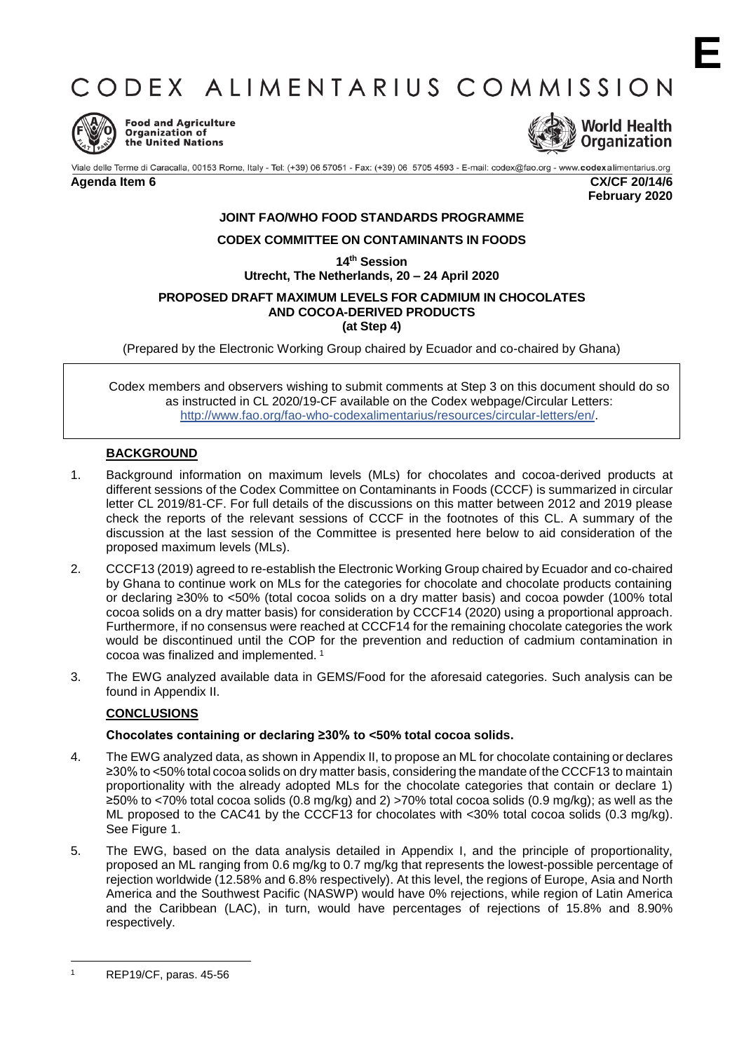**E**

# CODEX ALIMENTARIUS COMMISSION

Food and Agriculture Organization of the United Nations

World Health Organization

Viale delle Terme di Caracalla, 00153 Rome, Italy - Tel: (+39) 06 57051 - Fax: (+39) 06 5705 4593 - E-mail: codex@fao.org - www.codexalimentarius.org

**Agenda Item 6** **CX/CF 20/14/6**
**February 2020**

**JOINT FAO/WHO FOOD STANDARDS PROGRAMME**

**CODEX COMMITTEE ON CONTAMINANTS IN FOODS**

**14th Session**
**Utrecht, The Netherlands, 20 – 24 April 2020**

**PROPOSED DRAFT MAXIMUM LEVELS FOR CADMIUM IN CHOCOLATES AND COCOA-DERIVED PRODUCTS**
**(at Step 4)**

(Prepared by the Electronic Working Group chaired by Ecuador and co-chaired by Ghana)

> Codex members and observers wishing to submit comments at Step 3 on this document should do so as instructed in CL 2020/19-CF available on the Codex webpage/Circular Letters: http://www.fao.org/fao-who-codexalimentarius/resources/circular-letters/en/.

## BACKGROUND

1. Background information on maximum levels (MLs) for chocolates and cocoa-derived products at different sessions of the Codex Committee on Contaminants in Foods (CCCF) is summarized in circular letter CL 2019/81-CF. For full details of the discussions on this matter between 2012 and 2019 please check the reports of the relevant sessions of CCCF in the footnotes of this CL. A summary of the discussion at the last session of the Committee is presented here below to aid consideration of the proposed maximum levels (MLs).

2. CCCF13 (2019) agreed to re-establish the Electronic Working Group chaired by Ecuador and co-chaired by Ghana to continue work on MLs for the categories for chocolate and chocolate products containing or declaring ≥30% to <50% (total cocoa solids on a dry matter basis) and cocoa powder (100% total cocoa solids on a dry matter basis) for consideration by CCCF14 (2020) using a proportional approach. Furthermore, if no consensus were reached at CCCF14 for the remaining chocolate categories the work would be discontinued until the COP for the prevention and reduction of cadmium contamination in cocoa was finalized and implemented. [1]

3. The EWG analyzed available data in GEMS/Food for the aforesaid categories. Such analysis can be found in Appendix II.

## CONCLUSIONS

### Chocolates containing or declaring ≥30% to <50% total cocoa solids.

4. The EWG analyzed data, as shown in Appendix II, to propose an ML for chocolate containing or declares ≥30% to <50% total cocoa solids on dry matter basis, considering the mandate of the CCCF13 to maintain proportionality with the already adopted MLs for the chocolate categories that contain or declare 1) ≥50% to <70% total cocoa solids (0.8 mg/kg) and 2) >70% total cocoa solids (0.9 mg/kg); as well as the ML proposed to the CAC41 by the CCCF13 for chocolates with <30% total cocoa solids (0.3 mg/kg). See Figure 1.

5. The EWG, based on the data analysis detailed in Appendix I, and the principle of proportionality, proposed an ML ranging from 0.6 mg/kg to 0.7 mg/kg that represents the lowest-possible percentage of rejection worldwide (12.58% and 6.8% respectively). At this level, the regions of Europe, Asia and North America and the Southwest Pacific (NASWP) would have 0% rejections, while region of Latin America and the Caribbean (LAC), in turn, would have percentages of rejections of 15.8% and 8.90% respectively.

---

[1] REP19/CF, paras. 45-56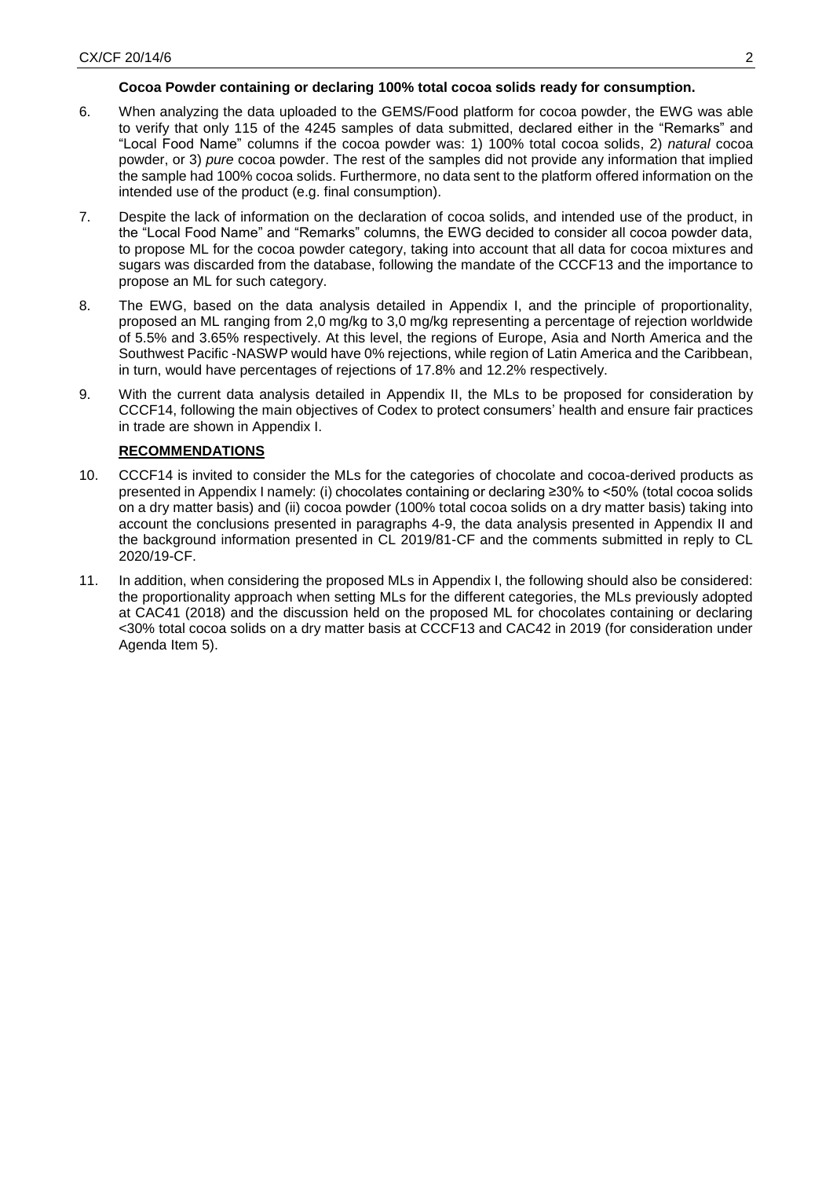**Cocoa Powder containing or declaring 100% total cocoa solids ready for consumption.**

6. When analyzing the data uploaded to the GEMS/Food platform for cocoa powder, the EWG was able to verify that only 115 of the 4245 samples of data submitted, declared either in the "Remarks" and "Local Food Name" columns if the cocoa powder was: 1) 100% total cocoa solids, 2) *natural* cocoa powder, or 3) *pure* cocoa powder. The rest of the samples did not provide any information that implied the sample had 100% cocoa solids. Furthermore, no data sent to the platform offered information on the intended use of the product (e.g. final consumption).

7. Despite the lack of information on the declaration of cocoa solids, and intended use of the product, in the "Local Food Name" and "Remarks" columns, the EWG decided to consider all cocoa powder data, to propose ML for the cocoa powder category, taking into account that all data for cocoa mixtures and sugars was discarded from the database, following the mandate of the CCCF13 and the importance to propose an ML for such category.

8. The EWG, based on the data analysis detailed in Appendix I, and the principle of proportionality, proposed an ML ranging from 2,0 mg/kg to 3,0 mg/kg representing a percentage of rejection worldwide of 5.5% and 3.65% respectively. At this level, the regions of Europe, Asia and North America and the Southwest Pacific -NASWP would have 0% rejections, while region of Latin America and the Caribbean, in turn, would have percentages of rejections of 17.8% and 12.2% respectively.

9. With the current data analysis detailed in Appendix II, the MLs to be proposed for consideration by CCCF14, following the main objectives of Codex to protect consumers' health and ensure fair practices in trade are shown in Appendix I.

**RECOMMENDATIONS**

10. CCCF14 is invited to consider the MLs for the categories of chocolate and cocoa-derived products as presented in Appendix I namely: (i) chocolates containing or declaring ≥30% to <50% (total cocoa solids on a dry matter basis) and (ii) cocoa powder (100% total cocoa solids on a dry matter basis) taking into account the conclusions presented in paragraphs 4-9, the data analysis presented in Appendix II and the background information presented in CL 2019/81-CF and the comments submitted in reply to CL 2020/19-CF.

11. In addition, when considering the proposed MLs in Appendix I, the following should also be considered: the proportionality approach when setting MLs for the different categories, the MLs previously adopted at CAC41 (2018) and the discussion held on the proposed ML for chocolates containing or declaring <30% total cocoa solids on a dry matter basis at CCCF13 and CAC42 in 2019 (for consideration under Agenda Item 5).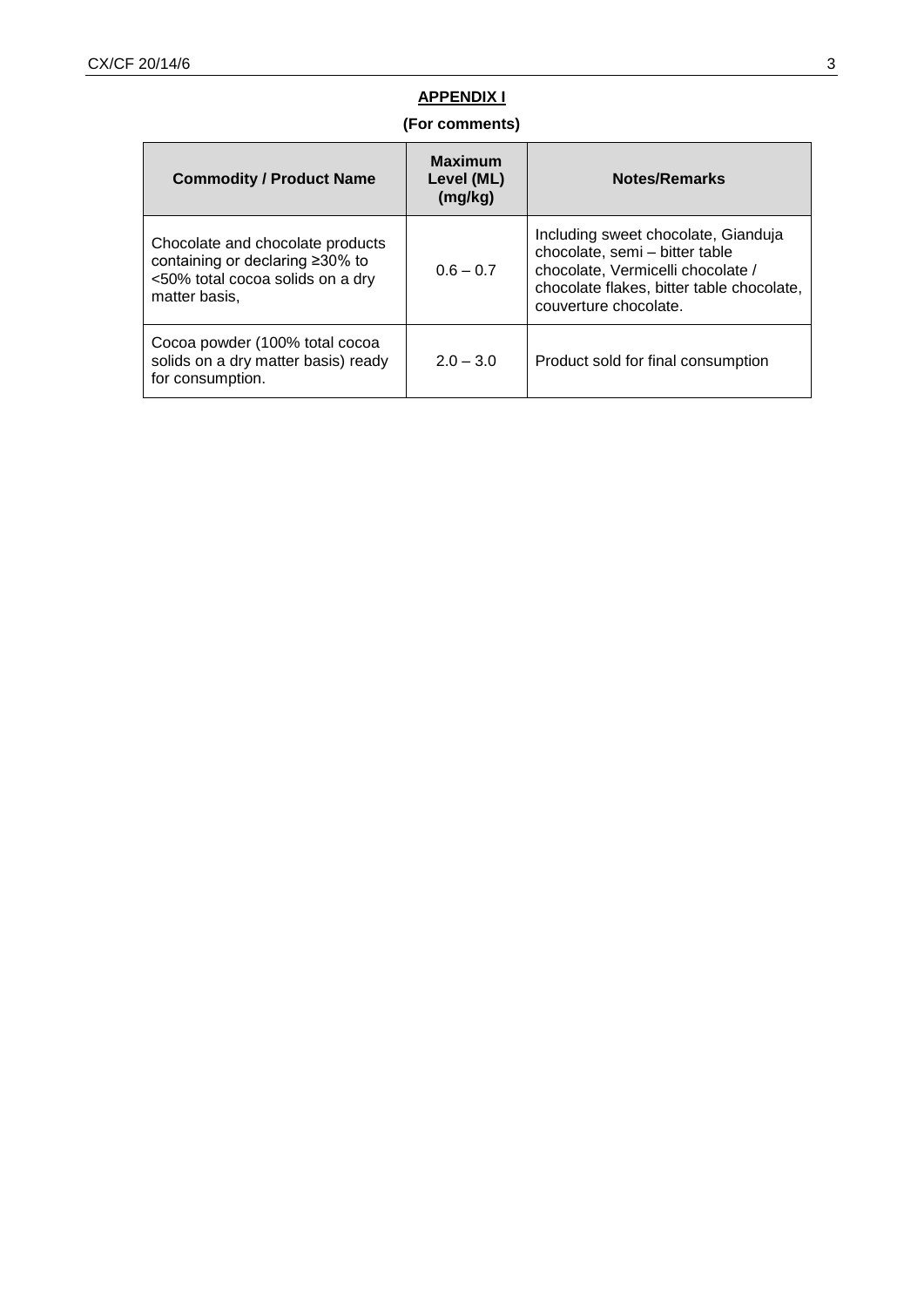**APPENDIX I**

**(For comments)**

| Commodity / Product Name | Maximum Level (ML) (mg/kg) | Notes/Remarks |
|---|---|---|
| Chocolate and chocolate products containing or declaring ≥30% to <50% total cocoa solids on a dry matter basis, | 0.6 – 0.7 | Including sweet chocolate, Gianduja chocolate, semi – bitter table chocolate, Vermicelli chocolate / chocolate flakes, bitter table chocolate, couverture chocolate. |
| Cocoa powder (100% total cocoa solids on a dry matter basis) ready for consumption. | 2.0 – 3.0 | Product sold for final consumption |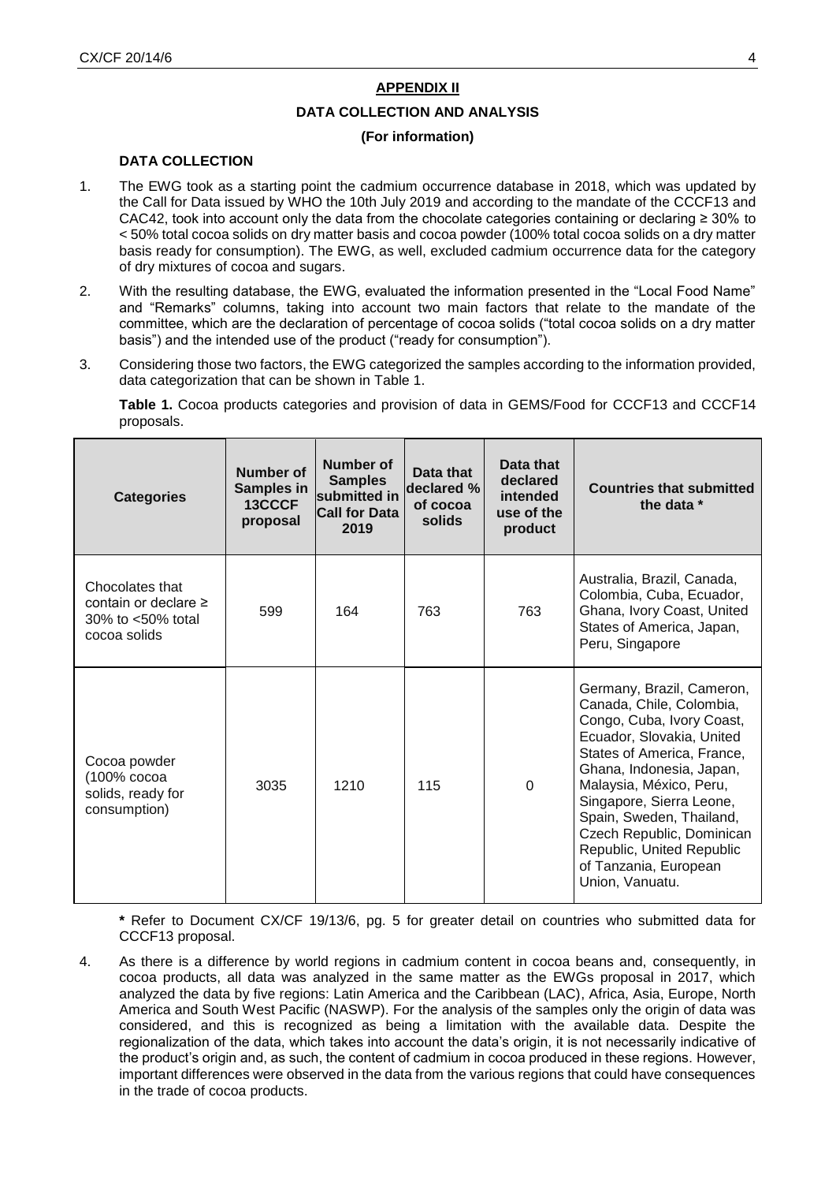## APPENDIX II

### DATA COLLECTION AND ANALYSIS

**(For information)**

**DATA COLLECTION**

1. The EWG took as a starting point the cadmium occurrence database in 2018, which was updated by the Call for Data issued by WHO the 10th July 2019 and according to the mandate of the CCCF13 and CAC42, took into account only the data from the chocolate categories containing or declaring ≥ 30% to < 50% total cocoa solids on dry matter basis and cocoa powder (100% total cocoa solids on a dry matter basis ready for consumption). The EWG, as well, excluded cadmium occurrence data for the category of dry mixtures of cocoa and sugars.
2. With the resulting database, the EWG, evaluated the information presented in the "Local Food Name" and "Remarks" columns, taking into account two main factors that relate to the mandate of the committee, which are the declaration of percentage of cocoa solids ("total cocoa solids on a dry matter basis") and the intended use of the product ("ready for consumption").
3. Considering those two factors, the EWG categorized the samples according to the information provided, data categorization that can be shown in Table 1.

**Table 1.** Cocoa products categories and provision of data in GEMS/Food for CCCF13 and CCCF14 proposals.

| Categories | Number of Samples in 13CCCF proposal | Number of Samples submitted in Call for Data 2019 | Data that declared % of cocoa solids | Data that declared intended use of the product | Countries that submitted the data * |
|---|---|---|---|---|---|
| Chocolates that contain or declare ≥ 30% to <50% total cocoa solids | 599 | 164 | 763 | 763 | Australia, Brazil, Canada, Colombia, Cuba, Ecuador, Ghana, Ivory Coast, United States of America, Japan, Peru, Singapore |
| Cocoa powder (100% cocoa solids, ready for consumption) | 3035 | 1210 | 115 | 0 | Germany, Brazil, Cameron, Canada, Chile, Colombia, Congo, Cuba, Ivory Coast, Ecuador, Slovakia, United States of America, France, Ghana, Indonesia, Japan, Malaysia, México, Peru, Singapore, Sierra Leone, Spain, Sweden, Thailand, Czech Republic, Dominican Republic, United Republic of Tanzania, European Union, Vanuatu. |

**\*** Refer to Document CX/CF 19/13/6, pg. 5 for greater detail on countries who submitted data for CCCF13 proposal.

4. As there is a difference by world regions in cadmium content in cocoa beans and, consequently, in cocoa products, all data was analyzed in the same matter as the EWGs proposal in 2017, which analyzed the data by five regions: Latin America and the Caribbean (LAC), Africa, Asia, Europe, North America and South West Pacific (NASWP). For the analysis of the samples only the origin of data was considered, and this is recognized as being a limitation with the available data. Despite the regionalization of the data, which takes into account the data's origin, it is not necessarily indicative of the product's origin and, as such, the content of cadmium in cocoa produced in these regions. However, important differences were observed in the data from the various regions that could have consequences in the trade of cocoa products.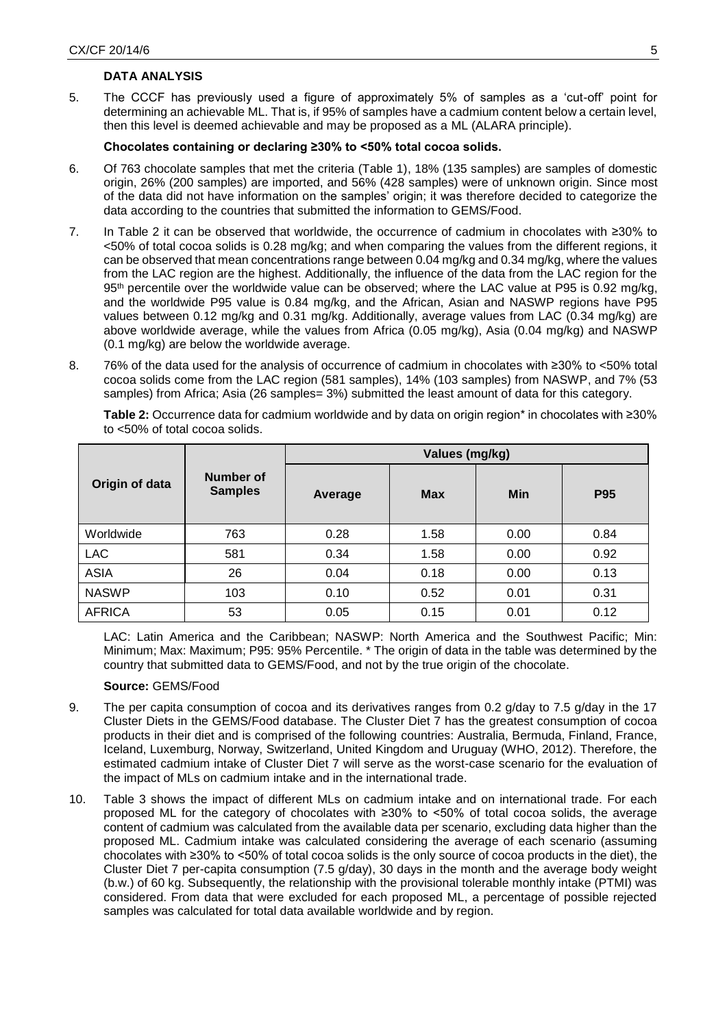## DATA ANALYSIS

5. The CCCF has previously used a figure of approximately 5% of samples as a 'cut-off' point for determining an achievable ML. That is, if 95% of samples have a cadmium content below a certain level, then this level is deemed achievable and may be proposed as a ML (ALARA principle).

### Chocolates containing or declaring ≥30% to <50% total cocoa solids.

6. Of 763 chocolate samples that met the criteria (Table 1), 18% (135 samples) are samples of domestic origin, 26% (200 samples) are imported, and 56% (428 samples) were of unknown origin. Since most of the data did not have information on the samples' origin; it was therefore decided to categorize the data according to the countries that submitted the information to GEMS/Food.

7. In Table 2 it can be observed that worldwide, the occurrence of cadmium in chocolates with ≥30% to <50% of total cocoa solids is 0.28 mg/kg; and when comparing the values from the different regions, it can be observed that mean concentrations range between 0.04 mg/kg and 0.34 mg/kg, where the values from the LAC region are the highest. Additionally, the influence of the data from the LAC region for the 95th percentile over the worldwide value can be observed; where the LAC value at P95 is 0.92 mg/kg, and the worldwide P95 value is 0.84 mg/kg, and the African, Asian and NASWP regions have P95 values between 0.12 mg/kg and 0.31 mg/kg. Additionally, average values from LAC (0.34 mg/kg) are above worldwide average, while the values from Africa (0.05 mg/kg), Asia (0.04 mg/kg) and NASWP (0.1 mg/kg) are below the worldwide average.

8. 76% of the data used for the analysis of occurrence of cadmium in chocolates with ≥30% to <50% total cocoa solids come from the LAC region (581 samples), 14% (103 samples) from NASWP, and 7% (53 samples) from Africa; Asia (26 samples= 3%) submitted the least amount of data for this category.

**Table 2:** Occurrence data for cadmium worldwide and by data on origin region* in chocolates with ≥30% to <50% of total cocoa solids.

| Origin of data | Number of Samples | Values (mg/kg) | | | |
|---|---|---|---|---|---|
| | | Average | Max | Min | P95 |
| Worldwide | 763 | 0.28 | 1.58 | 0.00 | 0.84 |
| LAC | 581 | 0.34 | 1.58 | 0.00 | 0.92 |
| ASIA | 26 | 0.04 | 0.18 | 0.00 | 0.13 |
| NASWP | 103 | 0.10 | 0.52 | 0.01 | 0.31 |
| AFRICA | 53 | 0.05 | 0.15 | 0.01 | 0.12 |

LAC: Latin America and the Caribbean; NASWP: North America and the Southwest Pacific; Min: Minimum; Max: Maximum; P95: 95% Percentile. * The origin of data in the table was determined by the country that submitted data to GEMS/Food, and not by the true origin of the chocolate.

**Source:** GEMS/Food

9. The per capita consumption of cocoa and its derivatives ranges from 0.2 g/day to 7.5 g/day in the 17 Cluster Diets in the GEMS/Food database. The Cluster Diet 7 has the greatest consumption of cocoa products in their diet and is comprised of the following countries: Australia, Bermuda, Finland, France, Iceland, Luxemburg, Norway, Switzerland, United Kingdom and Uruguay (WHO, 2012). Therefore, the estimated cadmium intake of Cluster Diet 7 will serve as the worst-case scenario for the evaluation of the impact of MLs on cadmium intake and in the international trade.

10. Table 3 shows the impact of different MLs on cadmium intake and on international trade. For each proposed ML for the category of chocolates with ≥30% to <50% of total cocoa solids, the average content of cadmium was calculated from the available data per scenario, excluding data higher than the proposed ML. Cadmium intake was calculated considering the average of each scenario (assuming chocolates with ≥30% to <50% of total cocoa solids is the only source of cocoa products in the diet), the Cluster Diet 7 per-capita consumption (7.5 g/day), 30 days in the month and the average body weight (b.w.) of 60 kg. Subsequently, the relationship with the provisional tolerable monthly intake (PTMI) was considered. From data that were excluded for each proposed ML, a percentage of possible rejected samples was calculated for total data available worldwide and by region.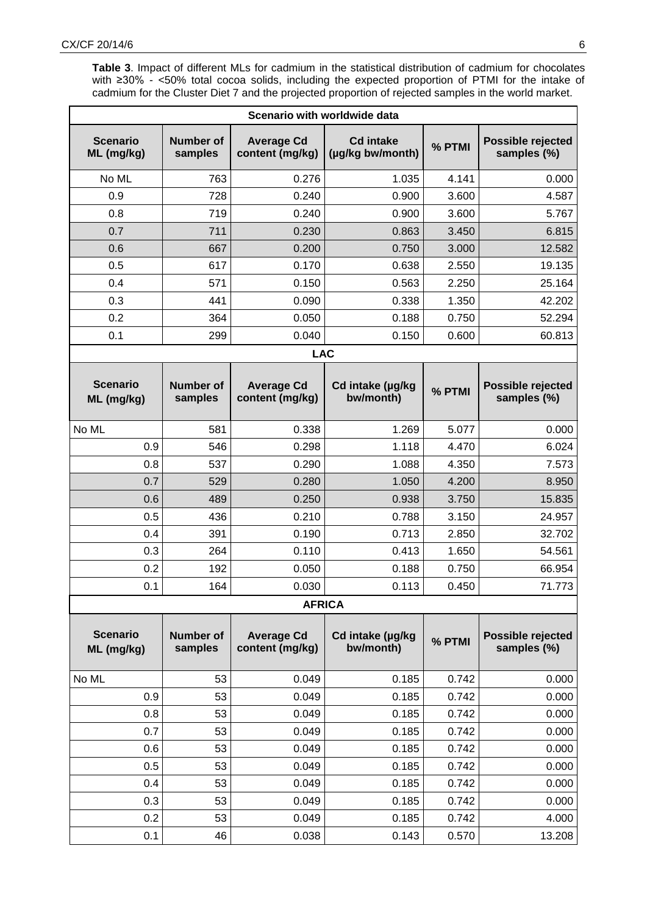**Table 3**. Impact of different MLs for cadmium in the statistical distribution of cadmium for chocolates with ≥30% - <50% total cocoa solids, including the expected proportion of PTMI for the intake of cadmium for the Cluster Diet 7 and the projected proportion of rejected samples in the world market.

| Scenario with worldwide data | | | | | |
|---|---|---|---|---|---|
| **Scenario ML (mg/kg)** | **Number of samples** | **Average Cd content (mg/kg)** | **Cd intake (µg/kg bw/month)** | **% PTMI** | **Possible rejected samples (%)** |
| No ML | 763 | 0.276 | 1.035 | 4.141 | 0.000 |
| 0.9 | 728 | 0.240 | 0.900 | 3.600 | 4.587 |
| 0.8 | 719 | 0.240 | 0.900 | 3.600 | 5.767 |
| 0.7 | 711 | 0.230 | 0.863 | 3.450 | 6.815 |
| 0.6 | 667 | 0.200 | 0.750 | 3.000 | 12.582 |
| 0.5 | 617 | 0.170 | 0.638 | 2.550 | 19.135 |
| 0.4 | 571 | 0.150 | 0.563 | 2.250 | 25.164 |
| 0.3 | 441 | 0.090 | 0.338 | 1.350 | 42.202 |
| 0.2 | 364 | 0.050 | 0.188 | 0.750 | 52.294 |
| 0.1 | 299 | 0.040 | 0.150 | 0.600 | 60.813 |
| **LAC** | | | | | |
| **Scenario ML (mg/kg)** | **Number of samples** | **Average Cd content (mg/kg)** | **Cd intake (µg/kg bw/month)** | **% PTMI** | **Possible rejected samples (%)** |
| No ML | 581 | 0.338 | 1.269 | 5.077 | 0.000 |
| 0.9 | 546 | 0.298 | 1.118 | 4.470 | 6.024 |
| 0.8 | 537 | 0.290 | 1.088 | 4.350 | 7.573 |
| 0.7 | 529 | 0.280 | 1.050 | 4.200 | 8.950 |
| 0.6 | 489 | 0.250 | 0.938 | 3.750 | 15.835 |
| 0.5 | 436 | 0.210 | 0.788 | 3.150 | 24.957 |
| 0.4 | 391 | 0.190 | 0.713 | 2.850 | 32.702 |
| 0.3 | 264 | 0.110 | 0.413 | 1.650 | 54.561 |
| 0.2 | 192 | 0.050 | 0.188 | 0.750 | 66.954 |
| 0.1 | 164 | 0.030 | 0.113 | 0.450 | 71.773 |
| **AFRICA** | | | | | |
| **Scenario ML (mg/kg)** | **Number of samples** | **Average Cd content (mg/kg)** | **Cd intake (µg/kg bw/month)** | **% PTMI** | **Possible rejected samples (%)** |
| No ML | 53 | 0.049 | 0.185 | 0.742 | 0.000 |
| 0.9 | 53 | 0.049 | 0.185 | 0.742 | 0.000 |
| 0.8 | 53 | 0.049 | 0.185 | 0.742 | 0.000 |
| 0.7 | 53 | 0.049 | 0.185 | 0.742 | 0.000 |
| 0.6 | 53 | 0.049 | 0.185 | 0.742 | 0.000 |
| 0.5 | 53 | 0.049 | 0.185 | 0.742 | 0.000 |
| 0.4 | 53 | 0.049 | 0.185 | 0.742 | 0.000 |
| 0.3 | 53 | 0.049 | 0.185 | 0.742 | 0.000 |
| 0.2 | 53 | 0.049 | 0.185 | 0.742 | 4.000 |
| 0.1 | 46 | 0.038 | 0.143 | 0.570 | 13.208 |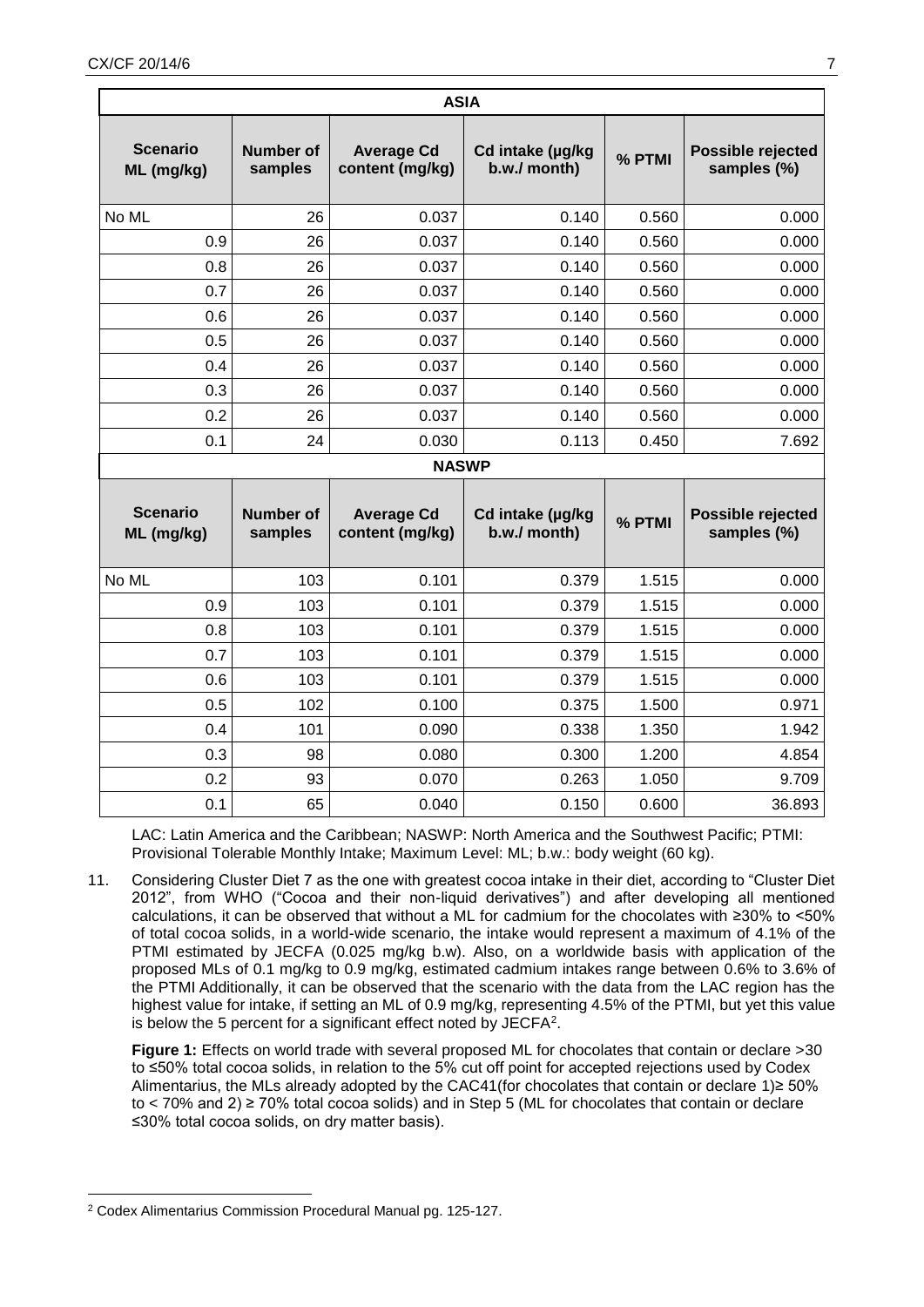| ASIA | | | | | |
|---|---|---|---|---|---|
| **Scenario ML (mg/kg)** | **Number of samples** | **Average Cd content (mg/kg)** | **Cd intake (µg/kg b.w./ month)** | **% PTMI** | **Possible rejected samples (%)** |
| No ML | 26 | 0.037 | 0.140 | 0.560 | 0.000 |
| 0.9 | 26 | 0.037 | 0.140 | 0.560 | 0.000 |
| 0.8 | 26 | 0.037 | 0.140 | 0.560 | 0.000 |
| 0.7 | 26 | 0.037 | 0.140 | 0.560 | 0.000 |
| 0.6 | 26 | 0.037 | 0.140 | 0.560 | 0.000 |
| 0.5 | 26 | 0.037 | 0.140 | 0.560 | 0.000 |
| 0.4 | 26 | 0.037 | 0.140 | 0.560 | 0.000 |
| 0.3 | 26 | 0.037 | 0.140 | 0.560 | 0.000 |
| 0.2 | 26 | 0.037 | 0.140 | 0.560 | 0.000 |
| 0.1 | 24 | 0.030 | 0.113 | 0.450 | 7.692 |

| NASWP | | | | | |
|---|---|---|---|---|---|
| **Scenario ML (mg/kg)** | **Number of samples** | **Average Cd content (mg/kg)** | **Cd intake (µg/kg b.w./ month)** | **% PTMI** | **Possible rejected samples (%)** |
| No ML | 103 | 0.101 | 0.379 | 1.515 | 0.000 |
| 0.9 | 103 | 0.101 | 0.379 | 1.515 | 0.000 |
| 0.8 | 103 | 0.101 | 0.379 | 1.515 | 0.000 |
| 0.7 | 103 | 0.101 | 0.379 | 1.515 | 0.000 |
| 0.6 | 103 | 0.101 | 0.379 | 1.515 | 0.000 |
| 0.5 | 102 | 0.100 | 0.375 | 1.500 | 0.971 |
| 0.4 | 101 | 0.090 | 0.338 | 1.350 | 1.942 |
| 0.3 | 98 | 0.080 | 0.300 | 1.200 | 4.854 |
| 0.2 | 93 | 0.070 | 0.263 | 1.050 | 9.709 |
| 0.1 | 65 | 0.040 | 0.150 | 0.600 | 36.893 |

LAC: Latin America and the Caribbean; NASWP: North America and the Southwest Pacific; PTMI: Provisional Tolerable Monthly Intake; Maximum Level: ML; b.w.: body weight (60 kg).

11. Considering Cluster Diet 7 as the one with greatest cocoa intake in their diet, according to "Cluster Diet 2012", from WHO ("Cocoa and their non-liquid derivatives") and after developing all mentioned calculations, it can be observed that without a ML for cadmium for the chocolates with ≥30% to <50% of total cocoa solids, in a world-wide scenario, the intake would represent a maximum of 4.1% of the PTMI estimated by JECFA (0.025 mg/kg b.w). Also, on a worldwide basis with application of the proposed MLs of 0.1 mg/kg to 0.9 mg/kg, estimated cadmium intakes range between 0.6% to 3.6% of the PTMI Additionally, it can be observed that the scenario with the data from the LAC region has the highest value for intake, if setting an ML of 0.9 mg/kg, representing 4.5% of the PTMI, but yet this value is below the 5 percent for a significant effect noted by JECFA[2].

**Figure 1:** Effects on world trade with several proposed ML for chocolates that contain or declare >30 to ≤50% total cocoa solids, in relation to the 5% cut off point for accepted rejections used by Codex Alimentarius, the MLs already adopted by the CAC41(for chocolates that contain or declare 1)≥ 50% to < 70% and 2) ≥ 70% total cocoa solids) and in Step 5 (ML for chocolates that contain or declare ≤30% total cocoa solids, on dry matter basis).

[2] Codex Alimentarius Commission Procedural Manual pg. 125-127.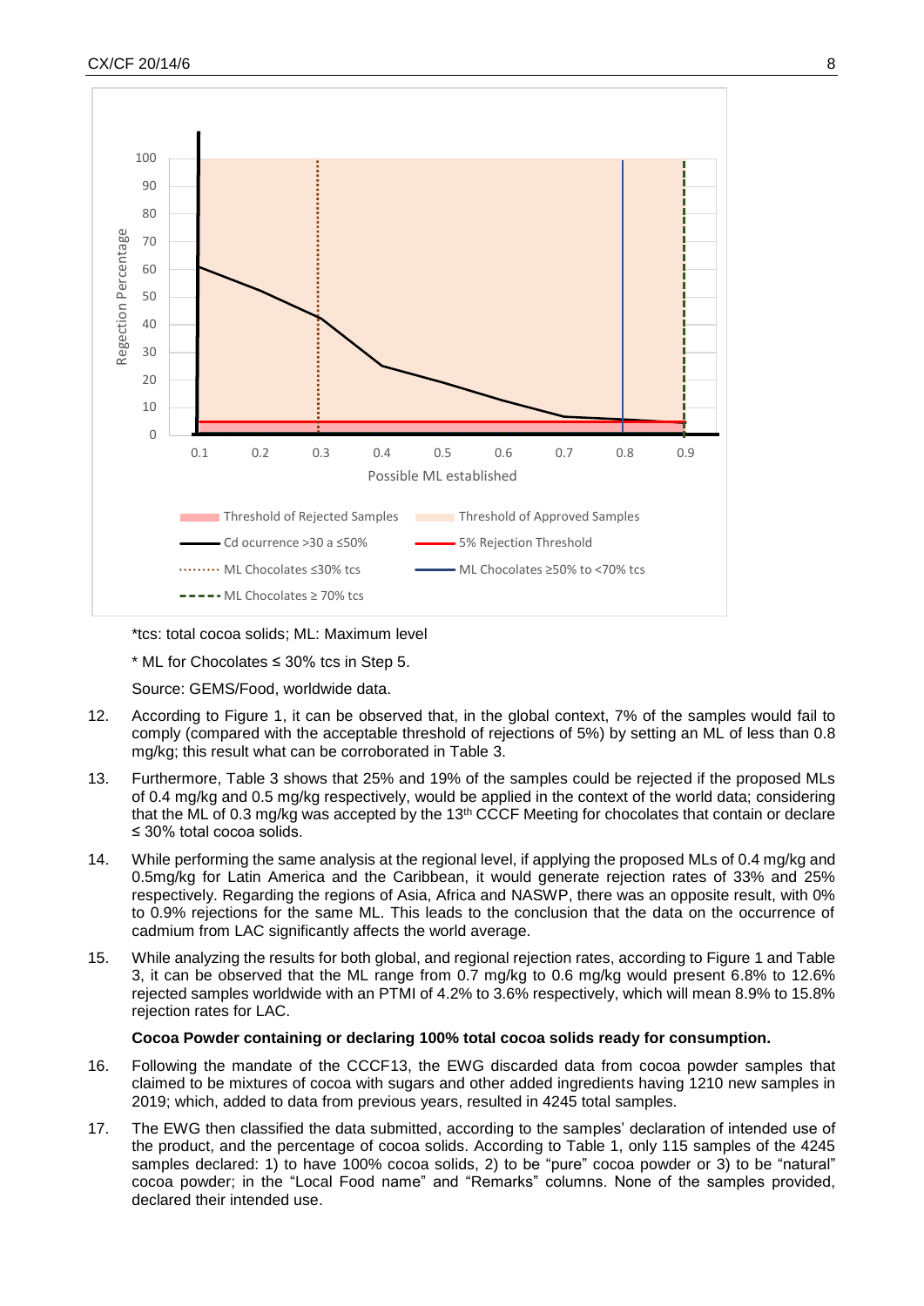*tcs: total cocoa solids; ML: Maximum level

* ML for Chocolates ≤ 30% tcs in Step 5.

Source: GEMS/Food, worldwide data.

12. According to Figure 1, it can be observed that, in the global context, 7% of the samples would fail to comply (compared with the acceptable threshold of rejections of 5%) by setting an ML of less than 0.8 mg/kg; this result what can be corroborated in Table 3.

13. Furthermore, Table 3 shows that 25% and 19% of the samples could be rejected if the proposed MLs of 0.4 mg/kg and 0.5 mg/kg respectively, would be applied in the context of the world data; considering that the ML of 0.3 mg/kg was accepted by the 13th CCCF Meeting for chocolates that contain or declare ≤ 30% total cocoa solids.

14. While performing the same analysis at the regional level, if applying the proposed MLs of 0.4 mg/kg and 0.5mg/kg for Latin America and the Caribbean, it would generate rejection rates of 33% and 25% respectively. Regarding the regions of Asia, Africa and NASWP, there was an opposite result, with 0% to 0.9% rejections for the same ML. This leads to the conclusion that the data on the occurrence of cadmium from LAC significantly affects the world average.

15. While analyzing the results for both global, and regional rejection rates, according to Figure 1 and Table 3, it can be observed that the ML range from 0.7 mg/kg to 0.6 mg/kg would present 6.8% to 12.6% rejected samples worldwide with an PTMI of 4.2% to 3.6% respectively, which will mean 8.9% to 15.8% rejection rates for LAC.

**Cocoa Powder containing or declaring 100% total cocoa solids ready for consumption.**

16. Following the mandate of the CCCF13, the EWG discarded data from cocoa powder samples that claimed to be mixtures of cocoa with sugars and other added ingredients having 1210 new samples in 2019; which, added to data from previous years, resulted in 4245 total samples.

17. The EWG then classified the data submitted, according to the samples' declaration of intended use of the product, and the percentage of cocoa solids. According to Table 1, only 115 samples of the 4245 samples declared: 1) to have 100% cocoa solids, 2) to be "pure" cocoa powder or 3) to be "natural" cocoa powder; in the "Local Food name" and "Remarks" columns. None of the samples provided, declared their intended use.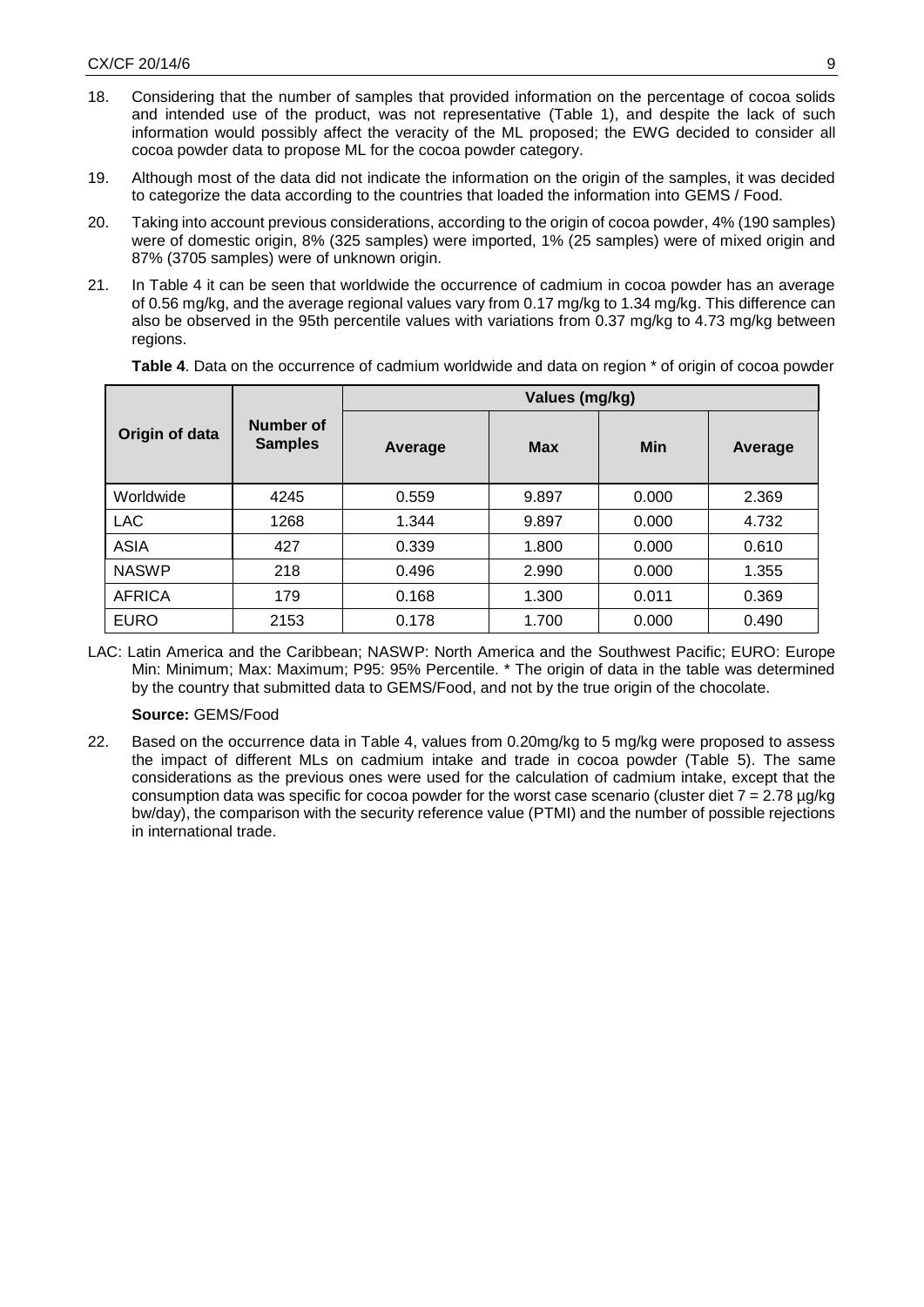18. Considering that the number of samples that provided information on the percentage of cocoa solids and intended use of the product, was not representative (Table 1), and despite the lack of such information would possibly affect the veracity of the ML proposed; the EWG decided to consider all cocoa powder data to propose ML for the cocoa powder category.

19. Although most of the data did not indicate the information on the origin of the samples, it was decided to categorize the data according to the countries that loaded the information into GEMS / Food.

20. Taking into account previous considerations, according to the origin of cocoa powder, 4% (190 samples) were of domestic origin, 8% (325 samples) were imported, 1% (25 samples) were of mixed origin and 87% (3705 samples) were of unknown origin.

21. In Table 4 it can be seen that worldwide the occurrence of cadmium in cocoa powder has an average of 0.56 mg/kg, and the average regional values vary from 0.17 mg/kg to 1.34 mg/kg. This difference can also be observed in the 95th percentile values with variations from 0.37 mg/kg to 4.73 mg/kg between regions.

**Table 4**. Data on the occurrence of cadmium worldwide and data on region * of origin of cocoa powder

| Origin of data | Number of Samples | Values (mg/kg) | | | |
|---|---|---|---|---|---|
| | | Average | Max | Min | Average |
| Worldwide | 4245 | 0.559 | 9.897 | 0.000 | 2.369 |
| LAC | 1268 | 1.344 | 9.897 | 0.000 | 4.732 |
| ASIA | 427 | 0.339 | 1.800 | 0.000 | 0.610 |
| NASWP | 218 | 0.496 | 2.990 | 0.000 | 1.355 |
| AFRICA | 179 | 0.168 | 1.300 | 0.011 | 0.369 |
| EURO | 2153 | 0.178 | 1.700 | 0.000 | 0.490 |

LAC: Latin America and the Caribbean; NASWP: North America and the Southwest Pacific; EURO: Europe Min: Minimum; Max: Maximum; P95: 95% Percentile. * The origin of data in the table was determined by the country that submitted data to GEMS/Food, and not by the true origin of the chocolate.

**Source:** GEMS/Food

22. Based on the occurrence data in Table 4, values from 0.20mg/kg to 5 mg/kg were proposed to assess the impact of different MLs on cadmium intake and trade in cocoa powder (Table 5). The same considerations as the previous ones were used for the calculation of cadmium intake, except that the consumption data was specific for cocoa powder for the worst case scenario (cluster diet 7 = 2.78 µg/kg bw/day), the comparison with the security reference value (PTMI) and the number of possible rejections in international trade.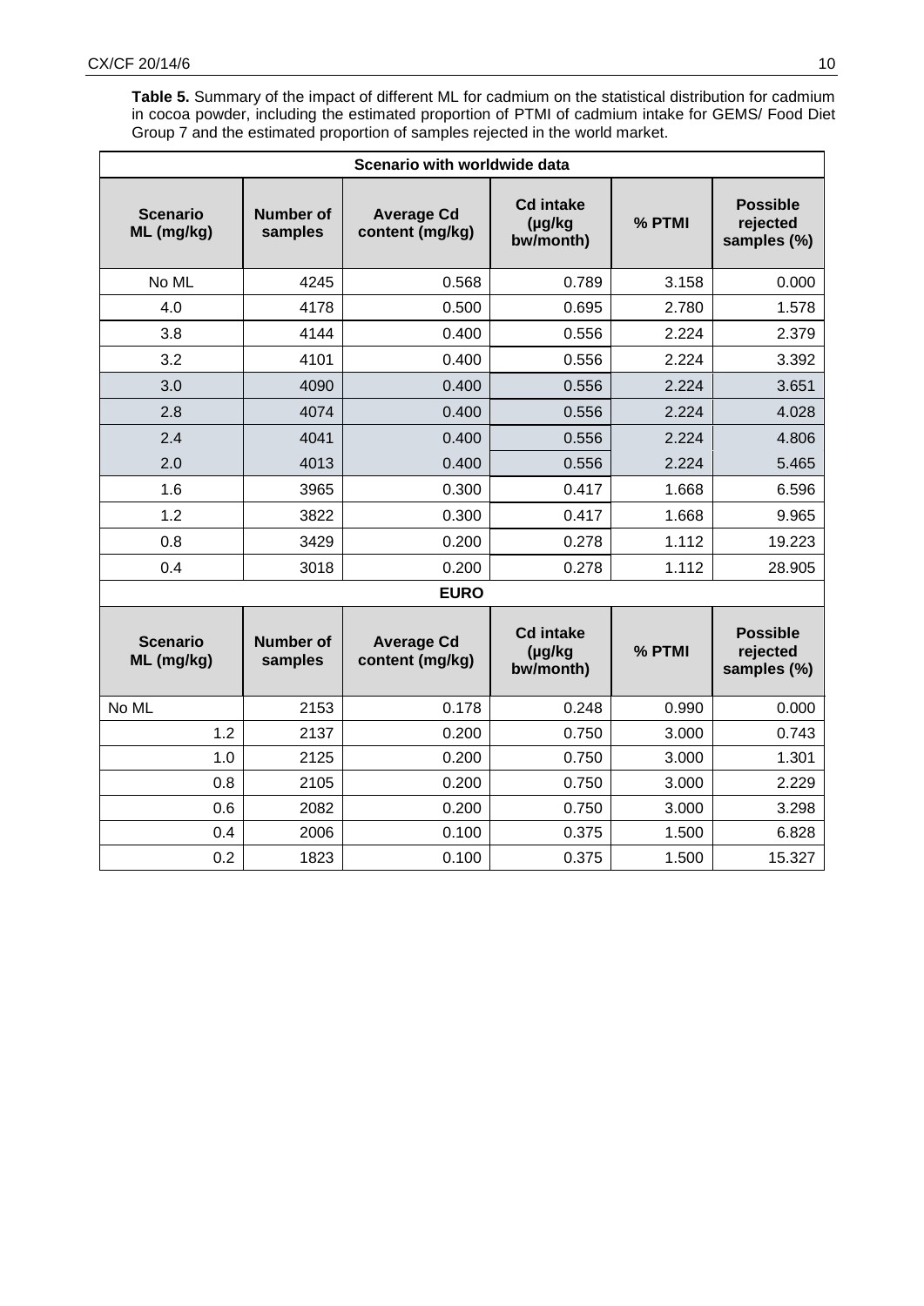**Table 5.** Summary of the impact of different ML for cadmium on the statistical distribution for cadmium in cocoa powder, including the estimated proportion of PTMI of cadmium intake for GEMS/ Food Diet Group 7 and the estimated proportion of samples rejected in the world market.

| Scenario with worldwide data | | | | | |
|---|---|---|---|---|---|
| **Scenario ML (mg/kg)** | **Number of samples** | **Average Cd content (mg/kg)** | **Cd intake (µg/kg bw/month)** | **% PTMI** | **Possible rejected samples (%)** |
| No ML | 4245 | 0.568 | 0.789 | 3.158 | 0.000 |
| 4.0 | 4178 | 0.500 | 0.695 | 2.780 | 1.578 |
| 3.8 | 4144 | 0.400 | 0.556 | 2.224 | 2.379 |
| 3.2 | 4101 | 0.400 | 0.556 | 2.224 | 3.392 |
| 3.0 | 4090 | 0.400 | 0.556 | 2.224 | 3.651 |
| 2.8 | 4074 | 0.400 | 0.556 | 2.224 | 4.028 |
| 2.4 | 4041 | 0.400 | 0.556 | 2.224 | 4.806 |
| 2.0 | 4013 | 0.400 | 0.556 | 2.224 | 5.465 |
| 1.6 | 3965 | 0.300 | 0.417 | 1.668 | 6.596 |
| 1.2 | 3822 | 0.300 | 0.417 | 1.668 | 9.965 |
| 0.8 | 3429 | 0.200 | 0.278 | 1.112 | 19.223 |
| 0.4 | 3018 | 0.200 | 0.278 | 1.112 | 28.905 |
| **EURO** | | | | | |
| **Scenario ML (mg/kg)** | **Number of samples** | **Average Cd content (mg/kg)** | **Cd intake (µg/kg bw/month)** | **% PTMI** | **Possible rejected samples (%)** |
| No ML | 2153 | 0.178 | 0.248 | 0.990 | 0.000 |
| 1.2 | 2137 | 0.200 | 0.750 | 3.000 | 0.743 |
| 1.0 | 2125 | 0.200 | 0.750 | 3.000 | 1.301 |
| 0.8 | 2105 | 0.200 | 0.750 | 3.000 | 2.229 |
| 0.6 | 2082 | 0.200 | 0.750 | 3.000 | 3.298 |
| 0.4 | 2006 | 0.100 | 0.375 | 1.500 | 6.828 |
| 0.2 | 1823 | 0.100 | 0.375 | 1.500 | 15.327 |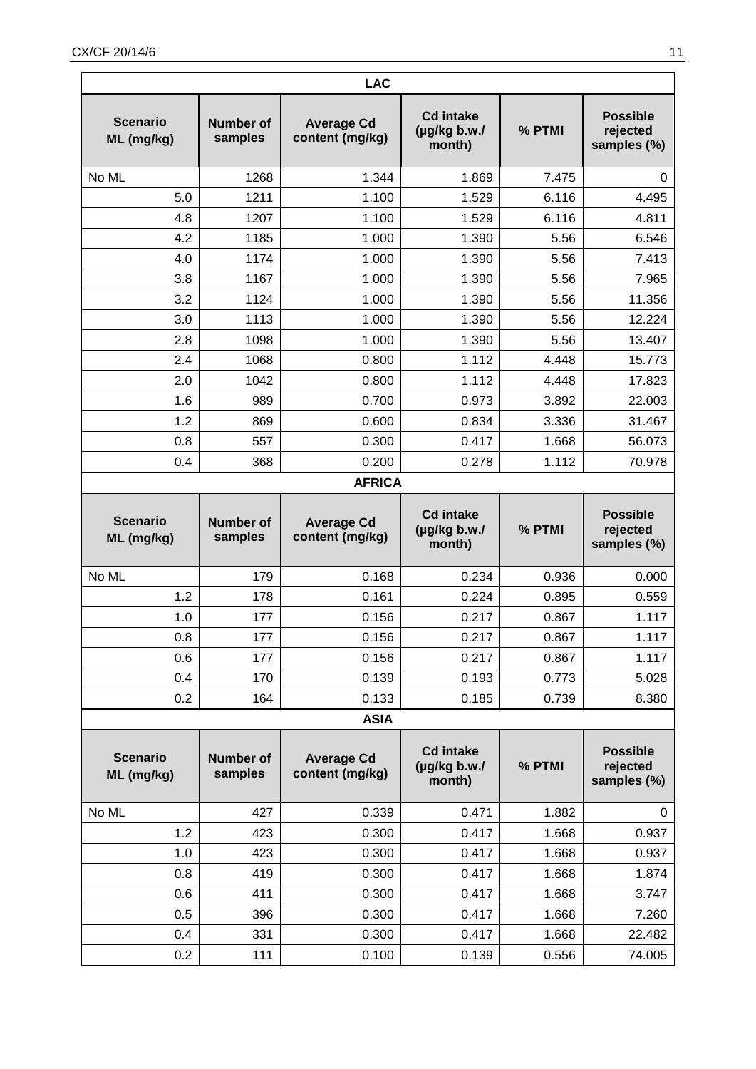| LAC | | | | | |
|---|---|---|---|---|---|
| **Scenario ML (mg/kg)** | **Number of samples** | **Average Cd content (mg/kg)** | **Cd intake (µg/kg b.w./ month)** | **% PTMI** | **Possible rejected samples (%)** |
| No ML | 1268 | 1.344 | 1.869 | 7.475 | 0 |
| 5.0 | 1211 | 1.100 | 1.529 | 6.116 | 4.495 |
| 4.8 | 1207 | 1.100 | 1.529 | 6.116 | 4.811 |
| 4.2 | 1185 | 1.000 | 1.390 | 5.56 | 6.546 |
| 4.0 | 1174 | 1.000 | 1.390 | 5.56 | 7.413 |
| 3.8 | 1167 | 1.000 | 1.390 | 5.56 | 7.965 |
| 3.2 | 1124 | 1.000 | 1.390 | 5.56 | 11.356 |
| 3.0 | 1113 | 1.000 | 1.390 | 5.56 | 12.224 |
| 2.8 | 1098 | 1.000 | 1.390 | 5.56 | 13.407 |
| 2.4 | 1068 | 0.800 | 1.112 | 4.448 | 15.773 |
| 2.0 | 1042 | 0.800 | 1.112 | 4.448 | 17.823 |
| 1.6 | 989 | 0.700 | 0.973 | 3.892 | 22.003 |
| 1.2 | 869 | 0.600 | 0.834 | 3.336 | 31.467 |
| 0.8 | 557 | 0.300 | 0.417 | 1.668 | 56.073 |
| 0.4 | 368 | 0.200 | 0.278 | 1.112 | 70.978 |
| **AFRICA** | | | | | |
| **Scenario ML (mg/kg)** | **Number of samples** | **Average Cd content (mg/kg)** | **Cd intake (µg/kg b.w./ month)** | **% PTMI** | **Possible rejected samples (%)** |
| No ML | 179 | 0.168 | 0.234 | 0.936 | 0.000 |
| 1.2 | 178 | 0.161 | 0.224 | 0.895 | 0.559 |
| 1.0 | 177 | 0.156 | 0.217 | 0.867 | 1.117 |
| 0.8 | 177 | 0.156 | 0.217 | 0.867 | 1.117 |
| 0.6 | 177 | 0.156 | 0.217 | 0.867 | 1.117 |
| 0.4 | 170 | 0.139 | 0.193 | 0.773 | 5.028 |
| 0.2 | 164 | 0.133 | 0.185 | 0.739 | 8.380 |
| **ASIA** | | | | | |
| **Scenario ML (mg/kg)** | **Number of samples** | **Average Cd content (mg/kg)** | **Cd intake (µg/kg b.w./ month)** | **% PTMI** | **Possible rejected samples (%)** |
| No ML | 427 | 0.339 | 0.471 | 1.882 | 0 |
| 1.2 | 423 | 0.300 | 0.417 | 1.668 | 0.937 |
| 1.0 | 423 | 0.300 | 0.417 | 1.668 | 0.937 |
| 0.8 | 419 | 0.300 | 0.417 | 1.668 | 1.874 |
| 0.6 | 411 | 0.300 | 0.417 | 1.668 | 3.747 |
| 0.5 | 396 | 0.300 | 0.417 | 1.668 | 7.260 |
| 0.4 | 331 | 0.300 | 0.417 | 1.668 | 22.482 |
| 0.2 | 111 | 0.100 | 0.139 | 0.556 | 74.005 |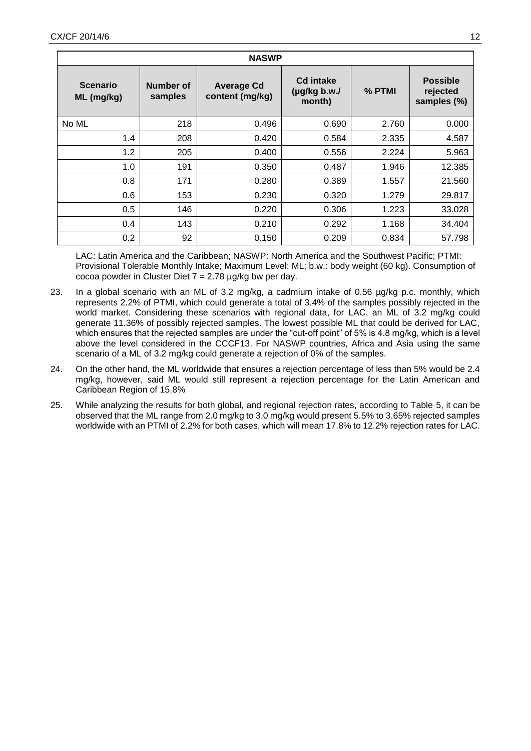| NASWP | | | | | |
|---|---|---|---|---|---|
| **Scenario ML (mg/kg)** | **Number of samples** | **Average Cd content (mg/kg)** | **Cd intake (µg/kg b.w./ month)** | **% PTMI** | **Possible rejected samples (%)** |
| No ML | 218 | 0.496 | 0.690 | 2.760 | 0.000 |
| 1.4 | 208 | 0.420 | 0.584 | 2.335 | 4.587 |
| 1.2 | 205 | 0.400 | 0.556 | 2.224 | 5.963 |
| 1.0 | 191 | 0.350 | 0.487 | 1.946 | 12.385 |
| 0.8 | 171 | 0.280 | 0.389 | 1.557 | 21.560 |
| 0.6 | 153 | 0.230 | 0.320 | 1.279 | 29.817 |
| 0.5 | 146 | 0.220 | 0.306 | 1.223 | 33.028 |
| 0.4 | 143 | 0.210 | 0.292 | 1.168 | 34.404 |
| 0.2 | 92 | 0.150 | 0.209 | 0.834 | 57.798 |

LAC: Latin America and the Caribbean; NASWP: North America and the Southwest Pacific; PTMI: Provisional Tolerable Monthly Intake; Maximum Level: ML; b.w.: body weight (60 kg). Consumption of cocoa powder in Cluster Diet 7 = 2.78 µg/kg bw per day.

23. In a global scenario with an ML of 3.2 mg/kg, a cadmium intake of 0.56 µg/kg p.c. monthly, which represents 2.2% of PTMI, which could generate a total of 3.4% of the samples possibly rejected in the world market. Considering these scenarios with regional data, for LAC, an ML of 3.2 mg/kg could generate 11.36% of possibly rejected samples. The lowest possible ML that could be derived for LAC, which ensures that the rejected samples are under the "cut-off point" of 5% is 4.8 mg/kg, which is a level above the level considered in the CCCF13. For NASWP countries, Africa and Asia using the same scenario of a ML of 3.2 mg/kg could generate a rejection of 0% of the samples.

24. On the other hand, the ML worldwide that ensures a rejection percentage of less than 5% would be 2.4 mg/kg, however, said ML would still represent a rejection percentage for the Latin American and Caribbean Region of 15.8%

25. While analyzing the results for both global, and regional rejection rates, according to Table 5, it can be observed that the ML range from 2.0 mg/kg to 3.0 mg/kg would present 5.5% to 3.65% rejected samples worldwide with an PTMI of 2.2% for both cases, which will mean 17.8% to 12.2% rejection rates for LAC.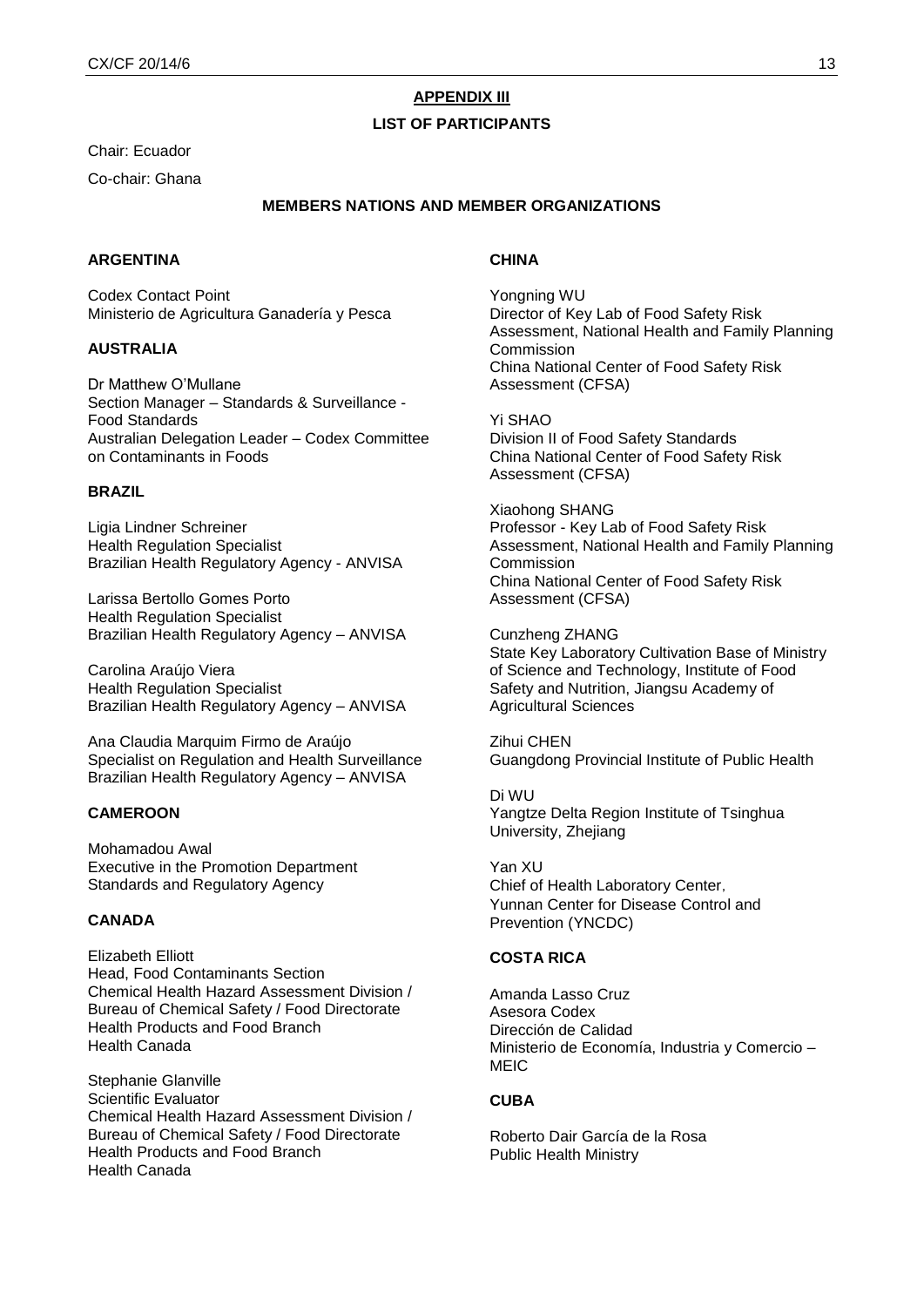## APPENDIX III

### LIST OF PARTICIPANTS

Chair: Ecuador

Co-chair: Ghana

### MEMBERS NATIONS AND MEMBER ORGANIZATIONS

**ARGENTINA**

Codex Contact Point
Ministerio de Agricultura Ganadería y Pesca

**AUSTRALIA**

Dr Matthew O'Mullane
Section Manager – Standards & Surveillance - Food Standards
Australian Delegation Leader – Codex Committee on Contaminants in Foods

**BRAZIL**

Ligia Lindner Schreiner
Health Regulation Specialist
Brazilian Health Regulatory Agency - ANVISA

Larissa Bertollo Gomes Porto
Health Regulation Specialist
Brazilian Health Regulatory Agency – ANVISA

Carolina Araújo Viera
Health Regulation Specialist
Brazilian Health Regulatory Agency – ANVISA

Ana Claudia Marquim Firmo de Araújo
Specialist on Regulation and Health Surveillance
Brazilian Health Regulatory Agency – ANVISA

**CAMEROON**

Mohamadou Awal
Executive in the Promotion Department
Standards and Regulatory Agency

**CANADA**

Elizabeth Elliott
Head, Food Contaminants Section
Chemical Health Hazard Assessment Division / Bureau of Chemical Safety / Food Directorate
Health Products and Food Branch
Health Canada

Stephanie Glanville
Scientific Evaluator
Chemical Health Hazard Assessment Division / Bureau of Chemical Safety / Food Directorate
Health Products and Food Branch
Health Canada

**CHINA**

Yongning WU
Director of Key Lab of Food Safety Risk Assessment, National Health and Family Planning Commission
China National Center of Food Safety Risk Assessment (CFSA)

Yi SHAO
Division II of Food Safety Standards
China National Center of Food Safety Risk Assessment (CFSA)

Xiaohong SHANG
Professor - Key Lab of Food Safety Risk Assessment, National Health and Family Planning Commission
China National Center of Food Safety Risk Assessment (CFSA)

Cunzheng ZHANG
State Key Laboratory Cultivation Base of Ministry of Science and Technology, Institute of Food Safety and Nutrition, Jiangsu Academy of Agricultural Sciences

Zihui CHEN
Guangdong Provincial Institute of Public Health

Di WU
Yangtze Delta Region Institute of Tsinghua University, Zhejiang

Yan XU
Chief of Health Laboratory Center,
Yunnan Center for Disease Control and Prevention (YNCDC)

**COSTA RICA**

Amanda Lasso Cruz
Asesora Codex
Dirección de Calidad
Ministerio de Economía, Industria y Comercio – MEIC

**CUBA**

Roberto Dair García de la Rosa
Public Health Ministry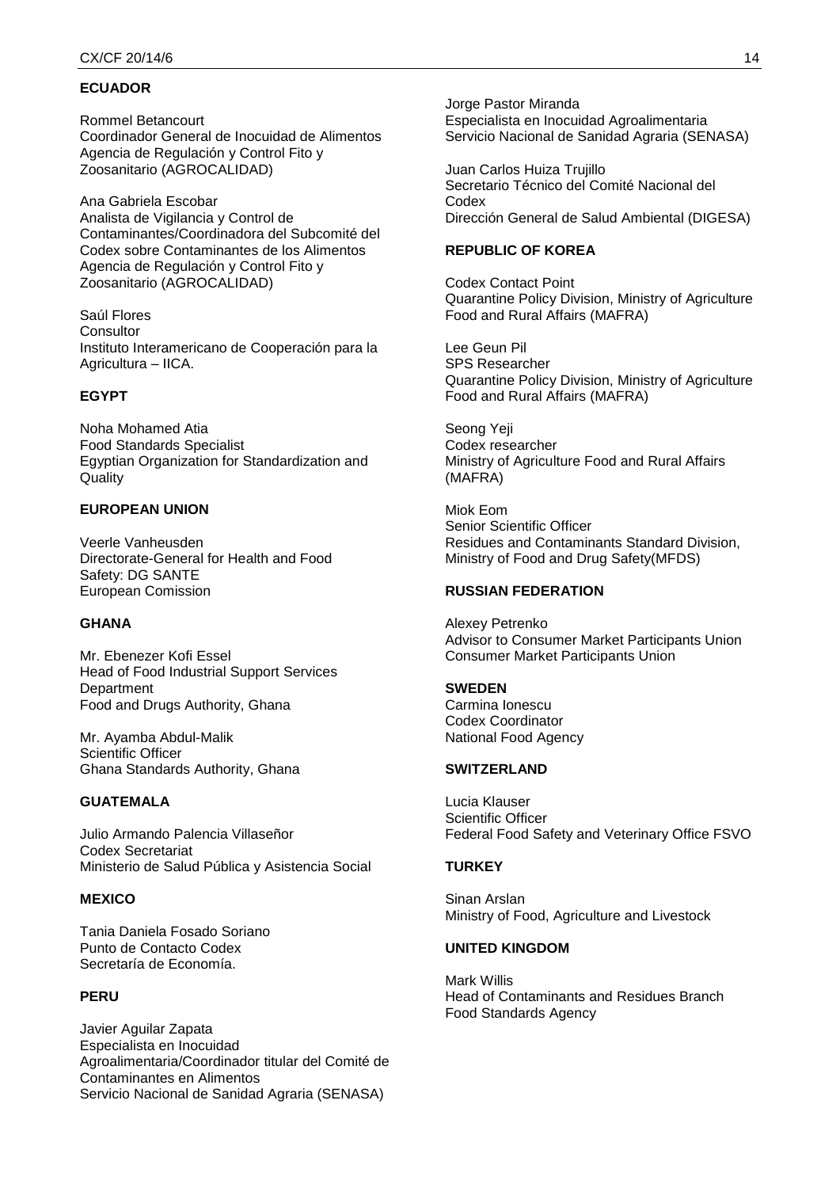**ECUADOR**

Rommel Betancourt
Coordinador General de Inocuidad de Alimentos
Agencia de Regulación y Control Fito y Zoosanitario (AGROCALIDAD)

Ana Gabriela Escobar
Analista de Vigilancia y Control de Contaminantes/Coordinadora del Subcomité del Codex sobre Contaminantes de los Alimentos
Agencia de Regulación y Control Fito y Zoosanitario (AGROCALIDAD)

Saúl Flores
Consultor
Instituto Interamericano de Cooperación para la Agricultura – IICA.

**EGYPT**

Noha Mohamed Atia
Food Standards Specialist
Egyptian Organization for Standardization and Quality

**EUROPEAN UNION**

Veerle Vanheusden
Directorate-General for Health and Food Safety: DG SANTE
European Comission

**GHANA**

Mr. Ebenezer Kofi Essel
Head of Food Industrial Support Services Department
Food and Drugs Authority, Ghana

Mr. Ayamba Abdul-Malik
Scientific Officer
Ghana Standards Authority, Ghana

**GUATEMALA**

Julio Armando Palencia Villaseñor
Codex Secretariat
Ministerio de Salud Pública y Asistencia Social

**MEXICO**

Tania Daniela Fosado Soriano
Punto de Contacto Codex
Secretaría de Economía.

**PERU**

Javier Aguilar Zapata
Especialista en Inocuidad Agroalimentaria/Coordinador titular del Comité de Contaminantes en Alimentos
Servicio Nacional de Sanidad Agraria (SENASA)

Jorge Pastor Miranda
Especialista en Inocuidad Agroalimentaria
Servicio Nacional de Sanidad Agraria (SENASA)

Juan Carlos Huiza Trujillo
Secretario Técnico del Comité Nacional del Codex
Dirección General de Salud Ambiental (DIGESA)

**REPUBLIC OF KOREA**

Codex Contact Point
Quarantine Policy Division, Ministry of Agriculture Food and Rural Affairs (MAFRA)

Lee Geun Pil
SPS Researcher
Quarantine Policy Division, Ministry of Agriculture Food and Rural Affairs (MAFRA)

Seong Yeji
Codex researcher
Ministry of Agriculture Food and Rural Affairs (MAFRA)

Miok Eom
Senior Scientific Officer
Residues and Contaminants Standard Division, Ministry of Food and Drug Safety(MFDS)

**RUSSIAN FEDERATION**

Alexey Petrenko
Advisor to Consumer Market Participants Union
Consumer Market Participants Union

**SWEDEN**

Carmina Ionescu
Codex Coordinator
National Food Agency

**SWITZERLAND**

Lucia Klauser
Scientific Officer
Federal Food Safety and Veterinary Office FSVO

**TURKEY**

Sinan Arslan
Ministry of Food, Agriculture and Livestock

**UNITED KINGDOM**

Mark Willis
Head of Contaminants and Residues Branch
Food Standards Agency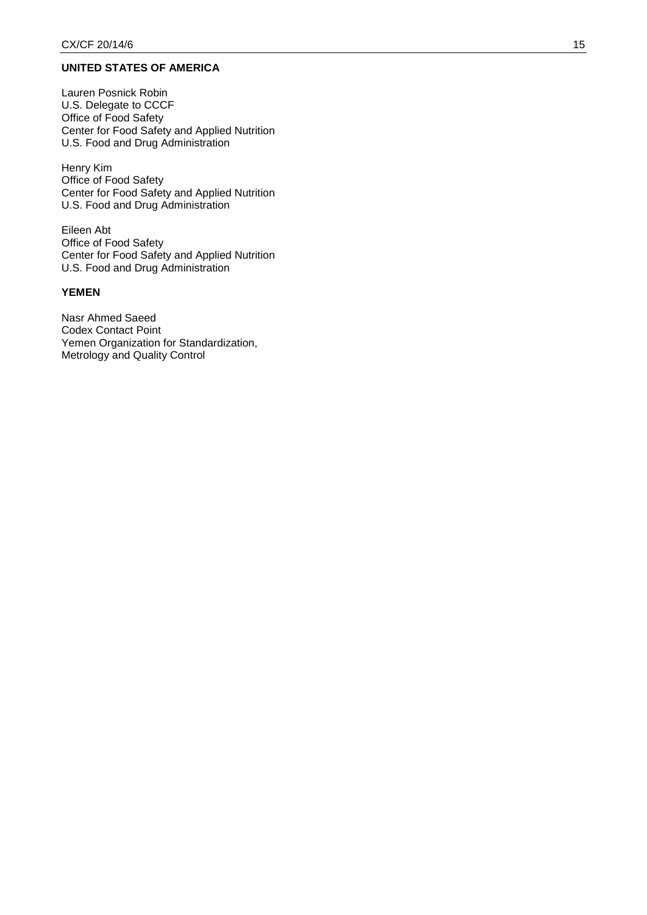**UNITED STATES OF AMERICA**

Lauren Posnick Robin
U.S. Delegate to CCCF
Office of Food Safety
Center for Food Safety and Applied Nutrition
U.S. Food and Drug Administration

Henry Kim
Office of Food Safety
Center for Food Safety and Applied Nutrition
U.S. Food and Drug Administration

Eileen Abt
Office of Food Safety
Center for Food Safety and Applied Nutrition
U.S. Food and Drug Administration

**YEMEN**

Nasr Ahmed Saeed
Codex Contact Point
Yemen Organization for Standardization,
Metrology and Quality Control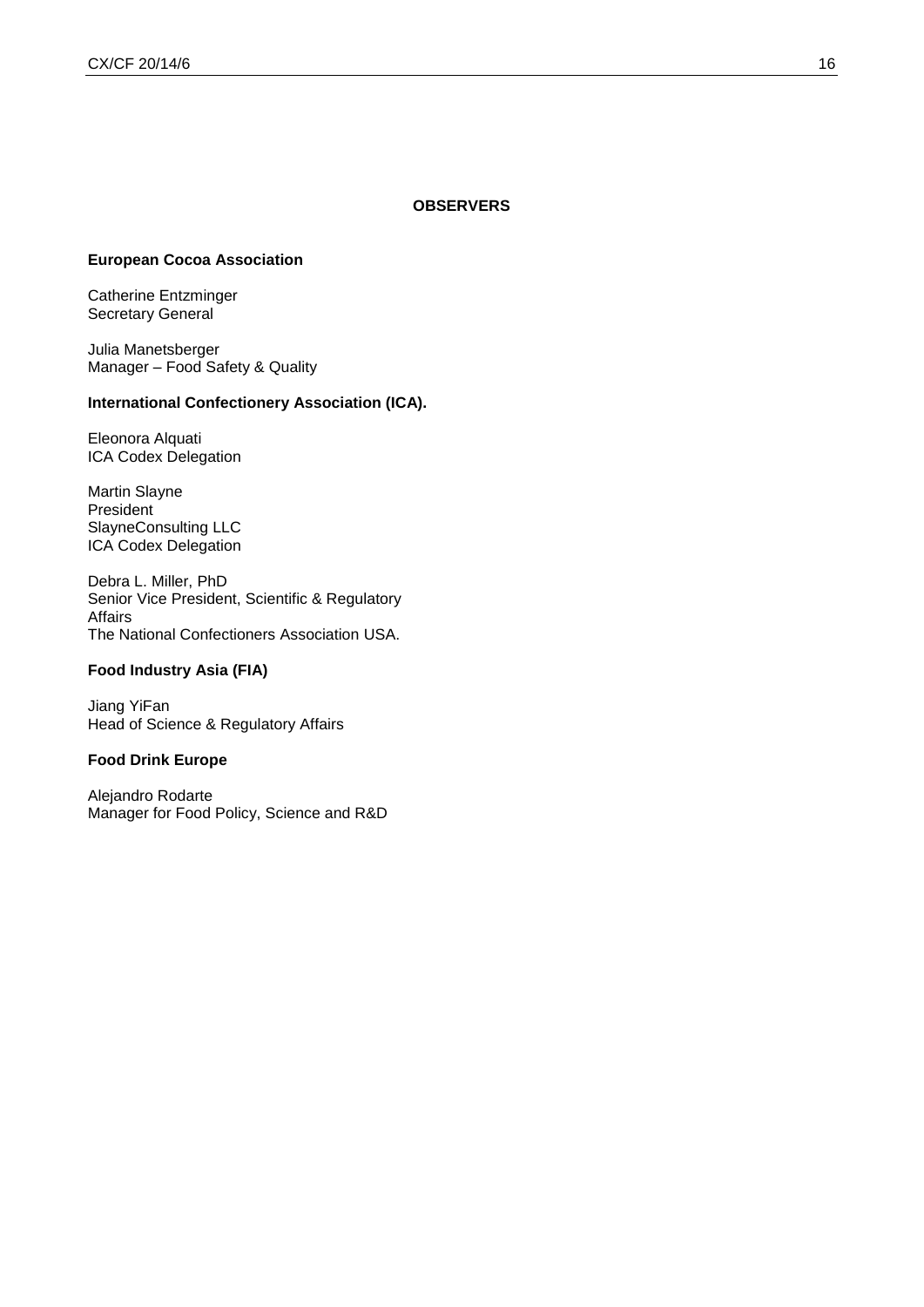## OBSERVERS

**European Cocoa Association**

Catherine Entzminger
Secretary General

Julia Manetsberger
Manager – Food Safety & Quality

**International Confectionery Association (ICA).**

Eleonora Alquati
ICA Codex Delegation

Martin Slayne
President
SlayneConsulting LLC
ICA Codex Delegation

Debra L. Miller, PhD
Senior Vice President, Scientific & Regulatory Affairs
The National Confectioners Association USA.

**Food Industry Asia (FIA)**

Jiang YiFan
Head of Science & Regulatory Affairs

**Food Drink Europe**

Alejandro Rodarte
Manager for Food Policy, Science and R&D